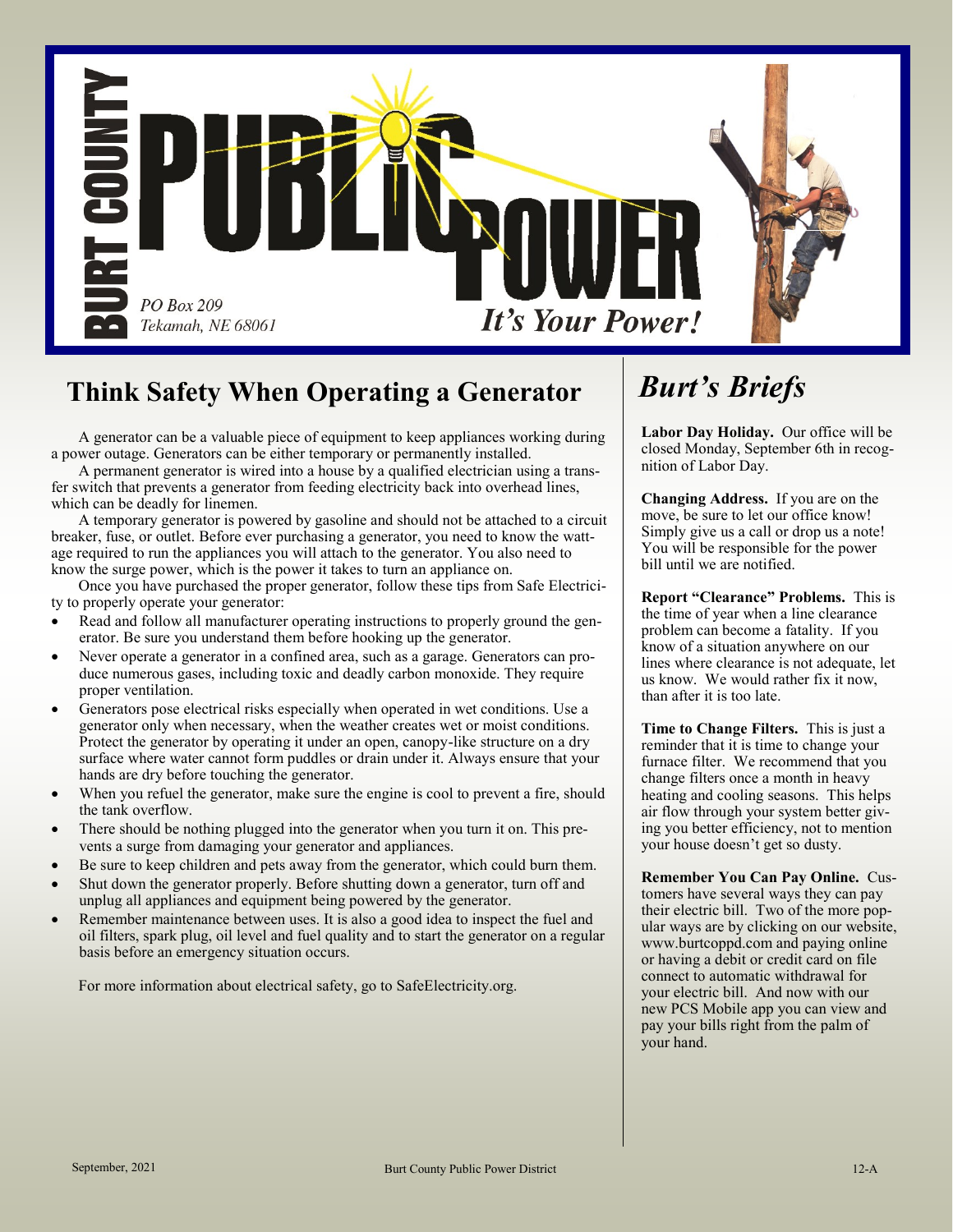# BURT COUNTY PUBLIC POWER

PO Box 209
Tekamah, NE 68061

*It's Your Power!*

## Think Safety When Operating a Generator

A generator can be a valuable piece of equipment to keep appliances working during a power outage. Generators can be either temporary or permanently installed.

A permanent generator is wired into a house by a qualified electrician using a transfer switch that prevents a generator from feeding electricity back into overhead lines, which can be deadly for linemen.

A temporary generator is powered by gasoline and should not be attached to a circuit breaker, fuse, or outlet. Before ever purchasing a generator, you need to know the wattage required to run the appliances you will attach to the generator. You also need to know the surge power, which is the power it takes to turn an appliance on.

Once you have purchased the proper generator, follow these tips from Safe Electricity to properly operate your generator:

- Read and follow all manufacturer operating instructions to properly ground the generator. Be sure you understand them before hooking up the generator.
- Never operate a generator in a confined area, such as a garage. Generators can produce numerous gases, including toxic and deadly carbon monoxide. They require proper ventilation.
- Generators pose electrical risks especially when operated in wet conditions. Use a generator only when necessary, when the weather creates wet or moist conditions. Protect the generator by operating it under an open, canopy-like structure on a dry surface where water cannot form puddles or drain under it. Always ensure that your hands are dry before touching the generator.
- When you refuel the generator, make sure the engine is cool to prevent a fire, should the tank overflow.
- There should be nothing plugged into the generator when you turn it on. This prevents a surge from damaging your generator and appliances.
- Be sure to keep children and pets away from the generator, which could burn them.
- Shut down the generator properly. Before shutting down a generator, turn off and unplug all appliances and equipment being powered by the generator.
- Remember maintenance between uses. It is also a good idea to inspect the fuel and oil filters, spark plug, oil level and fuel quality and to start the generator on a regular basis before an emergency situation occurs.

For more information about electrical safety, go to SafeElectricity.org.

## *Burt's Briefs*

**Labor Day Holiday.** Our office will be closed Monday, September 6th in recognition of Labor Day.

**Changing Address.** If you are on the move, be sure to let our office know! Simply give us a call or drop us a note! You will be responsible for the power bill until we are notified.

**Report "Clearance" Problems.** This is the time of year when a line clearance problem can become a fatality. If you know of a situation anywhere on our lines where clearance is not adequate, let us know. We would rather fix it now, than after it is too late.

**Time to Change Filters.** This is just a reminder that it is time to change your furnace filter. We recommend that you change filters once a month in heavy heating and cooling seasons. This helps air flow through your system better giving you better efficiency, not to mention your house doesn't get so dusty.

**Remember You Can Pay Online.** Customers have several ways they can pay their electric bill. Two of the more popular ways are by clicking on our website, www.burtcoppd.com and paying online or having a debit or credit card on file connect to automatic withdrawal for your electric bill. And now with our new PCS Mobile app you can view and pay your bills right from the palm of your hand.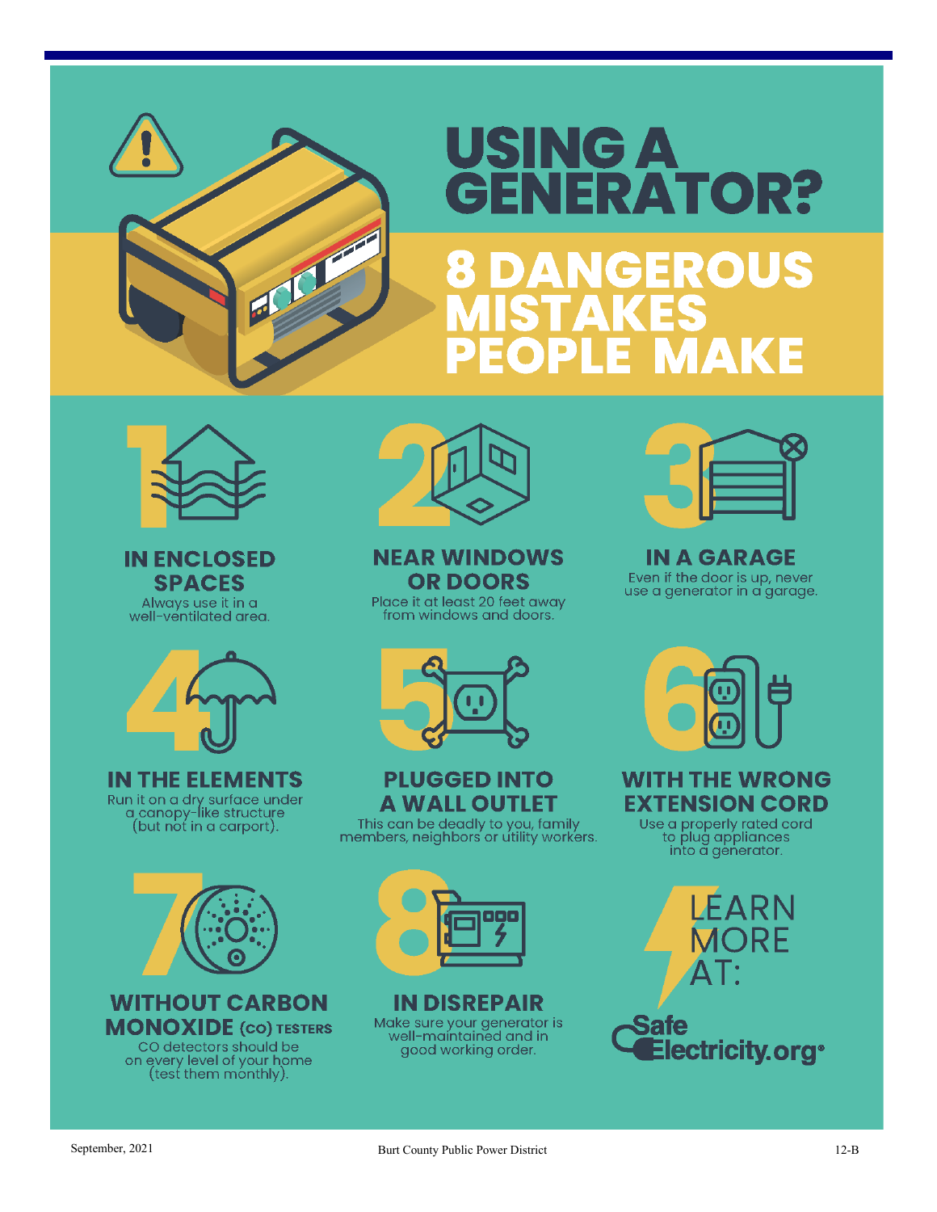# USING A GENERATOR?

## 8 DANGEROUS MISTAKES PEOPLE MAKE

### 1 IN ENCLOSED SPACES

Always use it in a well-ventilated area.

### 2 NEAR WINDOWS OR DOORS

Place it at least 20 feet away from windows and doors.

### 3 IN A GARAGE

Even if the door is up, never use a generator in a garage.

### 4 IN THE ELEMENTS

Run it on a dry surface under a canopy-like structure (but not in a carport).

### 5 PLUGGED INTO A WALL OUTLET

This can be deadly to you, family members, neighbors or utility workers.

### 6 WITH THE WRONG EXTENSION CORD

Use a properly rated cord to plug appliances into a generator.

### 7 WITHOUT CARBON MONOXIDE (CO) TESTERS

CO detectors should be on every level of your home (test them monthly).

### 8 IN DISREPAIR

Make sure your generator is well-maintained and in good working order.

LEARN MORE AT:

SafeElectricity.org®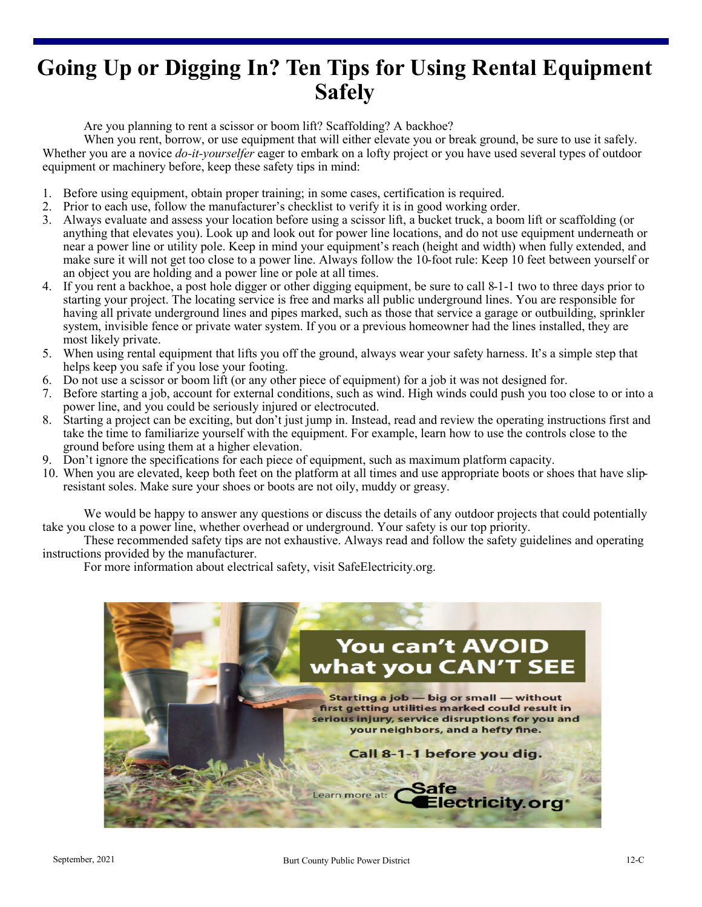# Going Up or Digging In? Ten Tips for Using Rental Equipment Safely

Are you planning to rent a scissor or boom lift? Scaffolding? A backhoe?

When you rent, borrow, or use equipment that will either elevate you or break ground, be sure to use it safely. Whether you are a novice *do-it-yourselfer* eager to embark on a lofty project or you have used several types of outdoor equipment or machinery before, keep these safety tips in mind:

1. Before using equipment, obtain proper training; in some cases, certification is required.
2. Prior to each use, follow the manufacturer's checklist to verify it is in good working order.
3. Always evaluate and assess your location before using a scissor lift, a bucket truck, a boom lift or scaffolding (or anything that elevates you). Look up and look out for power line locations, and do not use equipment underneath or near a power line or utility pole. Keep in mind your equipment's reach (height and width) when fully extended, and make sure it will not get too close to a power line. Always follow the 10-foot rule: Keep 10 feet between yourself or an object you are holding and a power line or pole at all times.
4. If you rent a backhoe, a post hole digger or other digging equipment, be sure to call 8-1-1 two to three days prior to starting your project. The locating service is free and marks all public underground lines. You are responsible for having all private underground lines and pipes marked, such as those that service a garage or outbuilding, sprinkler system, invisible fence or private water system. If you or a previous homeowner had the lines installed, they are most likely private.
5. When using rental equipment that lifts you off the ground, always wear your safety harness. It's a simple step that helps keep you safe if you lose your footing.
6. Do not use a scissor or boom lift (or any other piece of equipment) for a job it was not designed for.
7. Before starting a job, account for external conditions, such as wind. High winds could push you too close to or into a power line, and you could be seriously injured or electrocuted.
8. Starting a project can be exciting, but don't just jump in. Instead, read and review the operating instructions first and take the time to familiarize yourself with the equipment. For example, learn how to use the controls close to the ground before using them at a higher elevation.
9. Don't ignore the specifications for each piece of equipment, such as maximum platform capacity.
10. When you are elevated, keep both feet on the platform at all times and use appropriate boots or shoes that have slip-resistant soles. Make sure your shoes or boots are not oily, muddy or greasy.

We would be happy to answer any questions or discuss the details of any outdoor projects that could potentially take you close to a power line, whether overhead or underground. Your safety is our top priority.

These recommended safety tips are not exhaustive. Always read and follow the safety guidelines and operating instructions provided by the manufacturer.

For more information about electrical safety, visit SafeElectricity.org.

**You can't AVOID what you CAN'T SEE**

Starting a job — big or small — without first getting utilities marked could result in serious injury, service disruptions for you and your neighbors, and a hefty fine.

**Call 8-1-1 before you dig.**

Learn more at: SafeElectricity.org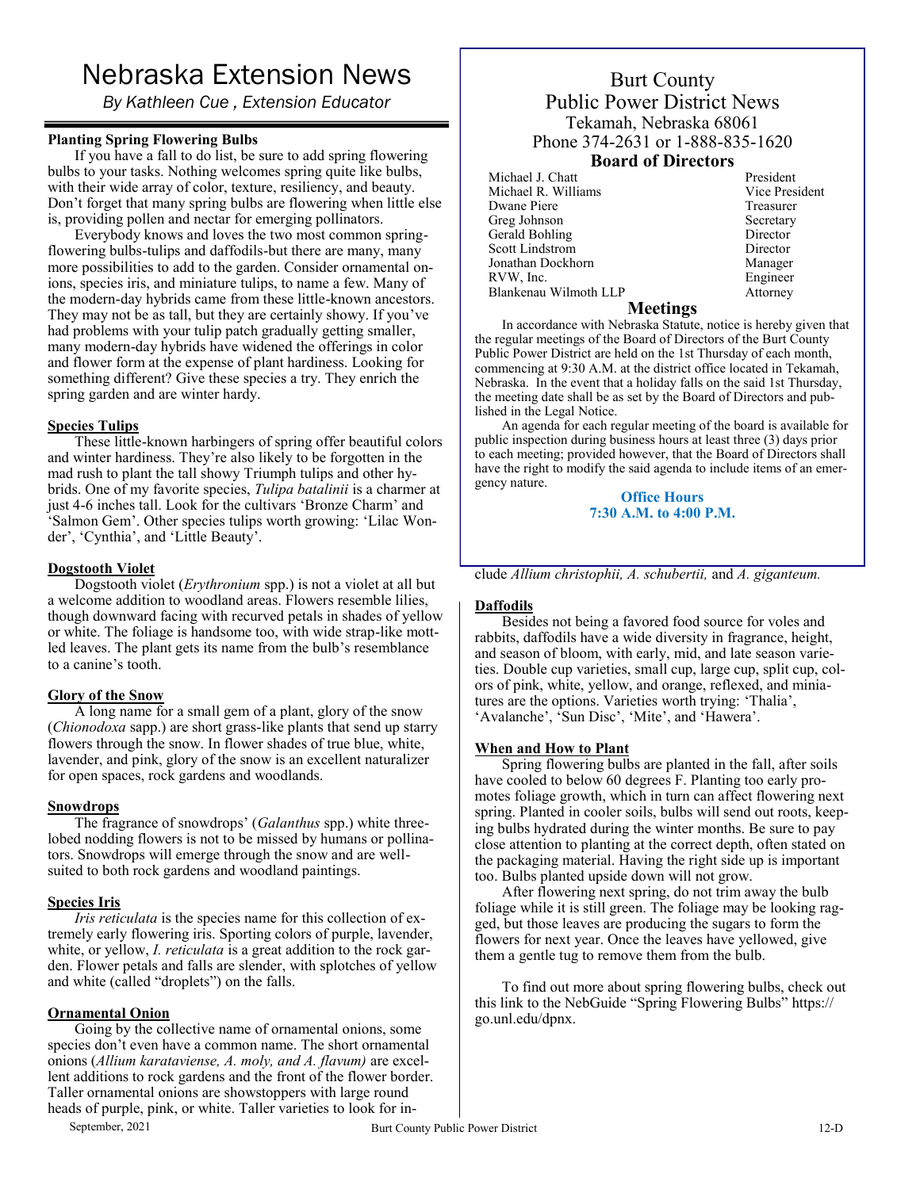# Nebraska Extension News

*By Kathleen Cue , Extension Educator*

**Planting Spring Flowering Bulbs**

If you have a fall to do list, be sure to add spring flowering bulbs to your tasks. Nothing welcomes spring quite like bulbs, with their wide array of color, texture, resiliency, and beauty. Don't forget that many spring bulbs are flowering when little else is, providing pollen and nectar for emerging pollinators.

Everybody knows and loves the two most common spring-flowering bulbs-tulips and daffodils-but there are many, many more possibilities to add to the garden. Consider ornamental onions, species iris, and miniature tulips, to name a few. Many of the modern-day hybrids came from these little-known ancestors. They may not be as tall, but they are certainly showy. If you've had problems with your tulip patch gradually getting smaller, many modern-day hybrids have widened the offerings in color and flower form at the expense of plant hardiness. Looking for something different? Give these species a try. They enrich the spring garden and are winter hardy.

**Species Tulips**

These little-known harbingers of spring offer beautiful colors and winter hardiness. They're also likely to be forgotten in the mad rush to plant the tall showy Triumph tulips and other hybrids. One of my favorite species, *Tulipa batalinii* is a charmer at just 4-6 inches tall. Look for the cultivars 'Bronze Charm' and 'Salmon Gem'. Other species tulips worth growing: 'Lilac Wonder', 'Cynthia', and 'Little Beauty'.

**Dogstooth Violet**

Dogstooth violet (*Erythronium* spp.) is not a violet at all but a welcome addition to woodland areas. Flowers resemble lilies, though downward facing with recurved petals in shades of yellow or white. The foliage is handsome too, with wide strap-like mottled leaves. The plant gets its name from the bulb's resemblance to a canine's tooth.

**Glory of the Snow**

A long name for a small gem of a plant, glory of the snow (*Chionodoxa* sapp.) are short grass-like plants that send up starry flowers through the snow. In flower shades of true blue, white, lavender, and pink, glory of the snow is an excellent naturalizer for open spaces, rock gardens and woodlands.

**Snowdrops**

The fragrance of snowdrops' (*Galanthus* spp.) white three-lobed nodding flowers is not to be missed by humans or pollinators. Snowdrops will emerge through the snow and are well-suited to both rock gardens and woodland paintings.

**Species Iris**

*Iris reticulata* is the species name for this collection of extremely early flowering iris. Sporting colors of purple, lavender, white, or yellow, *I. reticulata* is a great addition to the rock garden. Flower petals and falls are slender, with splotches of yellow and white (called "droplets") on the falls.

**Ornamental Onion**

Going by the collective name of ornamental onions, some species don't even have a common name. The short ornamental onions (*Allium karataviense, A. moly, and A. flavum)* are excellent additions to rock gardens and the front of the flower border. Taller ornamental onions are showstoppers with large round heads of purple, pink, or white. Taller varieties to look for include *Allium christophii, A. schubertii,* and *A. giganteum.*

**Daffodils**

Besides not being a favored food source for voles and rabbits, daffodils have a wide diversity in fragrance, height, and season of bloom, with early, mid, and late season varieties. Double cup varieties, small cup, large cup, split cup, colors of pink, white, yellow, and orange, reflexed, and miniatures are the options. Varieties worth trying: 'Thalia', 'Avalanche', 'Sun Disc', 'Mite', and 'Hawera'.

**When and How to Plant**

Spring flowering bulbs are planted in the fall, after soils have cooled to below 60 degrees F. Planting too early promotes foliage growth, which in turn can affect flowering next spring. Planted in cooler soils, bulbs will send out roots, keeping bulbs hydrated during the winter months. Be sure to pay close attention to planting at the correct depth, often stated on the packaging material. Having the right side up is important too. Bulbs planted upside down will not grow.

After flowering next spring, do not trim away the bulb foliage while it is still green. The foliage may be looking ragged, but those leaves are producing the sugars to form the flowers for next year. Once the leaves have yellowed, give them a gentle tug to remove them from the bulb.

To find out more about spring flowering bulbs, check out this link to the NebGuide "Spring Flowering Bulbs" https://go.unl.edu/dpnx.

## Burt County Public Power District News

Tekamah, Nebraska 68061
Phone 374-2631 or 1-888-835-1620

### Board of Directors

| | |
|---|---|
| Michael J. Chatt | President |
| Michael R. Williams | Vice President |
| Dwane Piere | Treasurer |
| Greg Johnson | Secretary |
| Gerald Bohling | Director |
| Scott Lindstrom | Director |
| Jonathan Dockhorn | Manager |
| RVW, Inc. | Engineer |
| Blankenau Wilmoth LLP | Attorney |

### Meetings

In accordance with Nebraska Statute, notice is hereby given that the regular meetings of the Board of Directors of the Burt County Public Power District are held on the 1st Thursday of each month, commencing at 9:30 A.M. at the district office located in Tekamah, Nebraska. In the event that a holiday falls on the said 1st Thursday, the meeting date shall be as set by the Board of Directors and published in the Legal Notice.

An agenda for each regular meeting of the board is available for public inspection during business hours at least three (3) days prior to each meeting; provided however, that the Board of Directors shall have the right to modify the said agenda to include items of an emergency nature.

**Office Hours**
**7:30 A.M. to 4:00 P.M.**